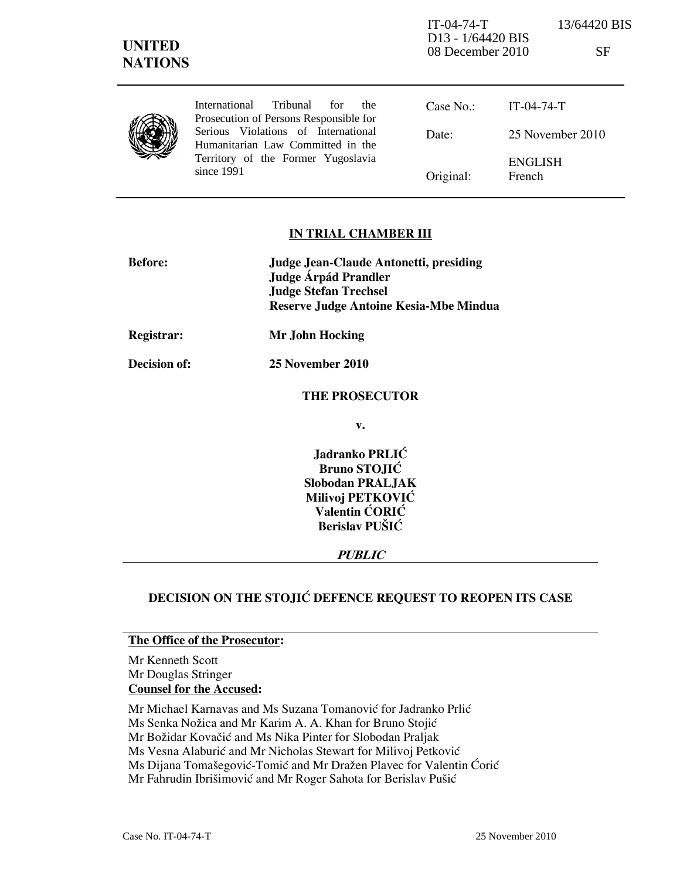IT-04-74-T 13/64420 BIS
D13 - 1/64420 BIS
08 December 2010 SF

**UNITED NATIONS**

International Tribunal for the Prosecution of Persons Responsible for Serious Violations of International Humanitarian Law Committed in the Territory of the Former Yugoslavia since 1991

| | |
|---|---|
| Case No.: | IT-04-74-T |
| Date: | 25 November 2010 |
| Original: | ENGLISH French |

## IN TRIAL CHAMBER III

**Before:** **Judge Jean-Claude Antonetti, presiding**
**Judge Árpád Prandler**
**Judge Stefan Trechsel**
**Reserve Judge Antoine Kesia-Mbe Mindua**

**Registrar:** **Mr John Hocking**

**Decision of:** **25 November 2010**

**THE PROSECUTOR**

**v.**

**Jadranko PRLIĆ**
**Bruno STOJIĆ**
**Slobodan PRALJAK**
**Milivoj PETKOVIĆ**
**Valentin ĆORIĆ**
**Berislav PUŠIĆ**

***PUBLIC***

## DECISION ON THE STOJIĆ DEFENCE REQUEST TO REOPEN ITS CASE

**The Office of the Prosecutor:**

Mr Kenneth Scott
Mr Douglas Stringer

**Counsel for the Accused:**

Mr Michael Karnavas and Ms Suzana Tomanović for Jadranko Prlić
Ms Senka Nožica and Mr Karim A. A. Khan for Bruno Stojić
Mr Božidar Kovačić and Ms Nika Pinter for Slobodan Praljak
Ms Vesna Alaburić and Mr Nicholas Stewart for Milivoj Petković
Ms Dijana Tomašegović-Tomić and Mr Dražen Plavec for Valentin Ćorić
Mr Fahrudin Ibrišimović and Mr Roger Sahota for Berislav Pušić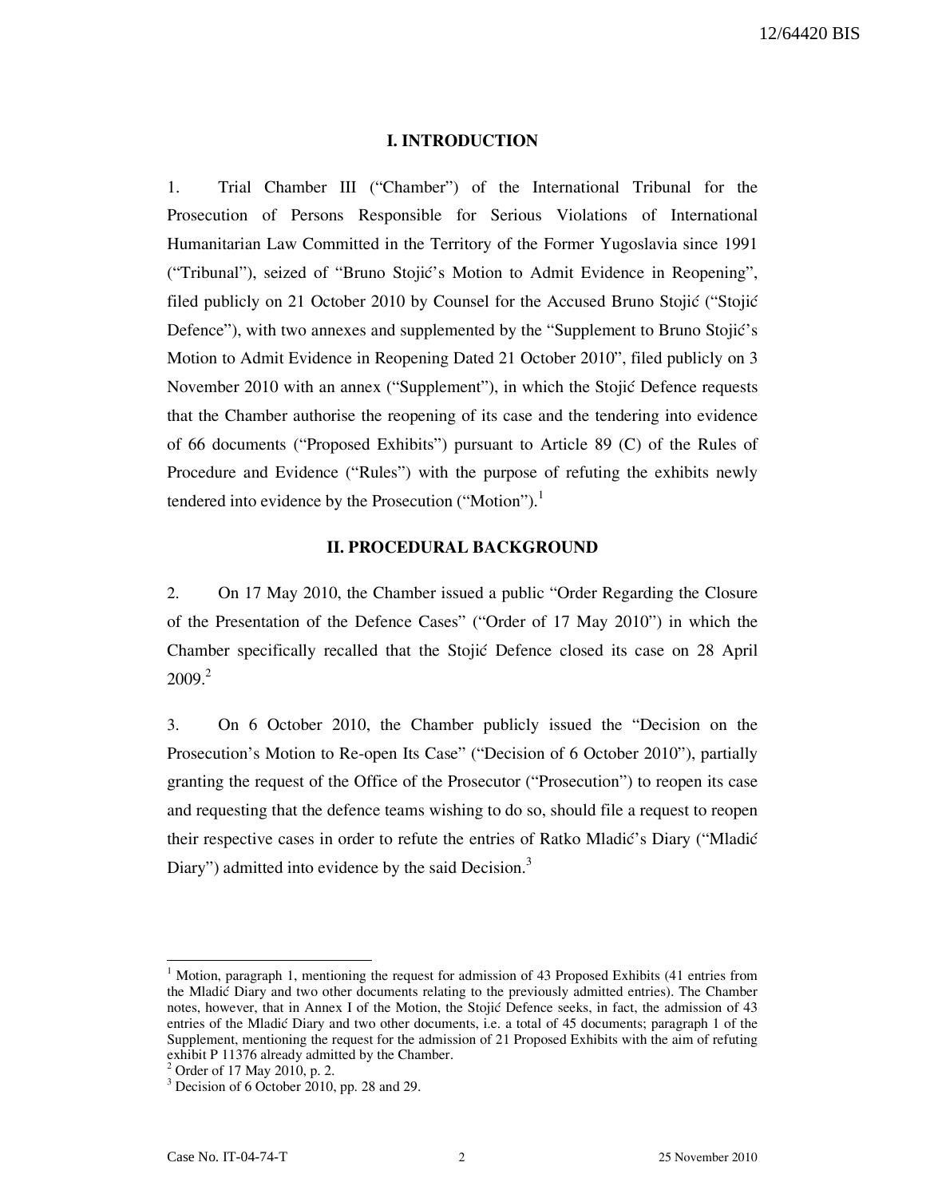## I. INTRODUCTION

1. Trial Chamber III ("Chamber") of the International Tribunal for the Prosecution of Persons Responsible for Serious Violations of International Humanitarian Law Committed in the Territory of the Former Yugoslavia since 1991 ("Tribunal"), seized of "Bruno Stojić's Motion to Admit Evidence in Reopening", filed publicly on 21 October 2010 by Counsel for the Accused Bruno Stojić ("Stojić Defence"), with two annexes and supplemented by the "Supplement to Bruno Stojić's Motion to Admit Evidence in Reopening Dated 21 October 2010", filed publicly on 3 November 2010 with an annex ("Supplement"), in which the Stojić Defence requests that the Chamber authorise the reopening of its case and the tendering into evidence of 66 documents ("Proposed Exhibits") pursuant to Article 89 (C) of the Rules of Procedure and Evidence ("Rules") with the purpose of refuting the exhibits newly tendered into evidence by the Prosecution ("Motion").[1]

## II. PROCEDURAL BACKGROUND

2. On 17 May 2010, the Chamber issued a public "Order Regarding the Closure of the Presentation of the Defence Cases" ("Order of 17 May 2010") in which the Chamber specifically recalled that the Stojić Defence closed its case on 28 April 2009.[2]

3. On 6 October 2010, the Chamber publicly issued the "Decision on the Prosecution's Motion to Re-open Its Case" ("Decision of 6 October 2010"), partially granting the request of the Office of the Prosecutor ("Prosecution") to reopen its case and requesting that the defence teams wishing to do so, should file a request to reopen their respective cases in order to refute the entries of Ratko Mladić's Diary ("Mladić Diary") admitted into evidence by the said Decision.[3]

---

[1] Motion, paragraph 1, mentioning the request for admission of 43 Proposed Exhibits (41 entries from the Mladić Diary and two other documents relating to the previously admitted entries). The Chamber notes, however, that in Annex I of the Motion, the Stojić Defence seeks, in fact, the admission of 43 entries of the Mladić Diary and two other documents, i.e. a total of 45 documents; paragraph 1 of the Supplement, mentioning the request for the admission of 21 Proposed Exhibits with the aim of refuting exhibit P 11376 already admitted by the Chamber.

[2] Order of 17 May 2010, p. 2.

[3] Decision of 6 October 2010, pp. 28 and 29.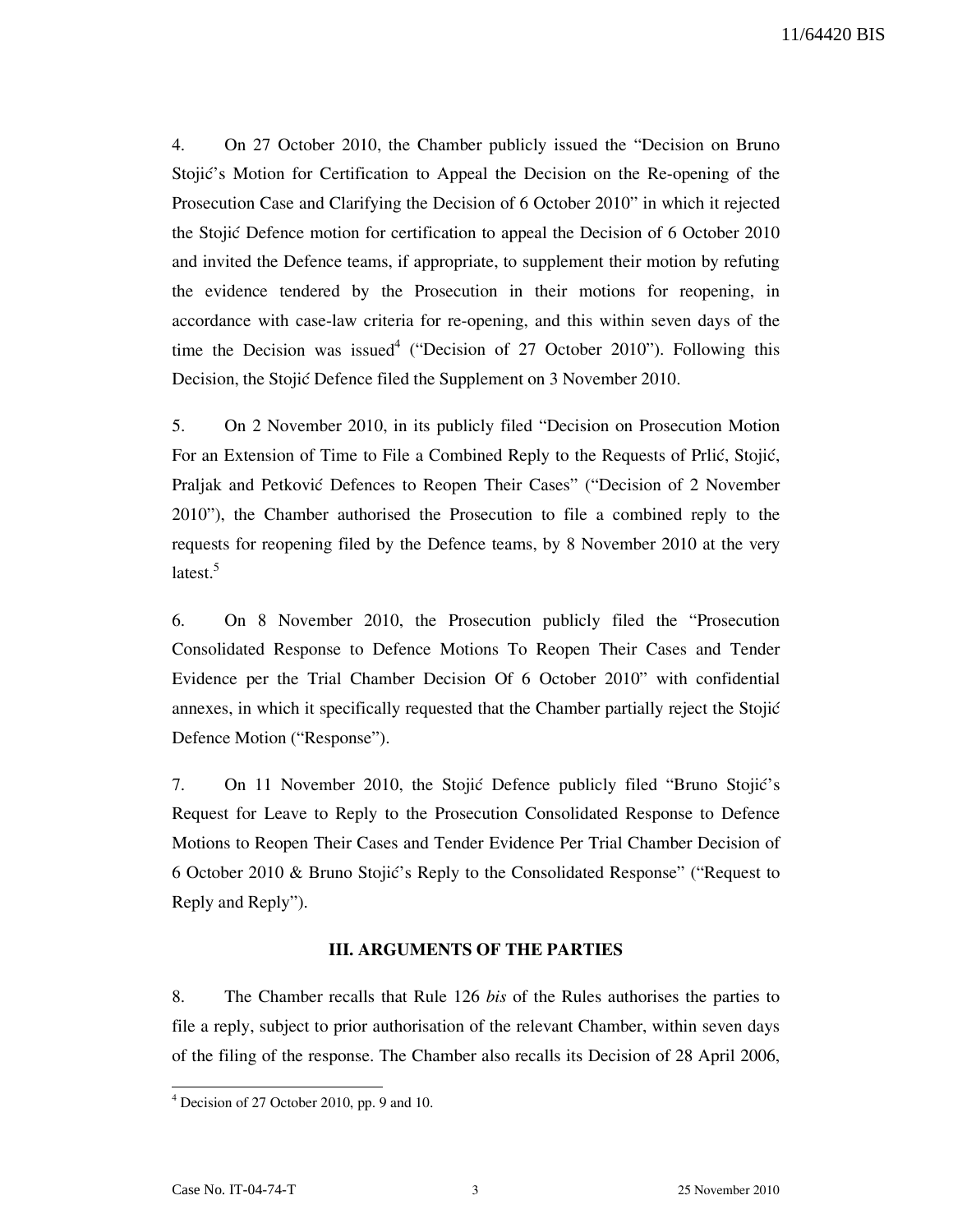4. On 27 October 2010, the Chamber publicly issued the "Decision on Bruno Stojić's Motion for Certification to Appeal the Decision on the Re-opening of the Prosecution Case and Clarifying the Decision of 6 October 2010" in which it rejected the Stojić Defence motion for certification to appeal the Decision of 6 October 2010 and invited the Defence teams, if appropriate, to supplement their motion by refuting the evidence tendered by the Prosecution in their motions for reopening, in accordance with case-law criteria for re-opening, and this within seven days of the time the Decision was issued[4] ("Decision of 27 October 2010"). Following this Decision, the Stojić Defence filed the Supplement on 3 November 2010.

5. On 2 November 2010, in its publicly filed "Decision on Prosecution Motion For an Extension of Time to File a Combined Reply to the Requests of Prlić, Stojić, Praljak and Petković Defences to Reopen Their Cases" ("Decision of 2 November 2010"), the Chamber authorised the Prosecution to file a combined reply to the requests for reopening filed by the Defence teams, by 8 November 2010 at the very latest.[5]

6. On 8 November 2010, the Prosecution publicly filed the "Prosecution Consolidated Response to Defence Motions To Reopen Their Cases and Tender Evidence per the Trial Chamber Decision Of 6 October 2010" with confidential annexes, in which it specifically requested that the Chamber partially reject the Stojić Defence Motion ("Response").

7. On 11 November 2010, the Stojić Defence publicly filed "Bruno Stojić's Request for Leave to Reply to the Prosecution Consolidated Response to Defence Motions to Reopen Their Cases and Tender Evidence Per Trial Chamber Decision of 6 October 2010 & Bruno Stojić's Reply to the Consolidated Response" ("Request to Reply and Reply").

## III. ARGUMENTS OF THE PARTIES

8. The Chamber recalls that Rule 126 *bis* of the Rules authorises the parties to file a reply, subject to prior authorisation of the relevant Chamber, within seven days of the filing of the response. The Chamber also recalls its Decision of 28 April 2006,

---

[4] Decision of 27 October 2010, pp. 9 and 10.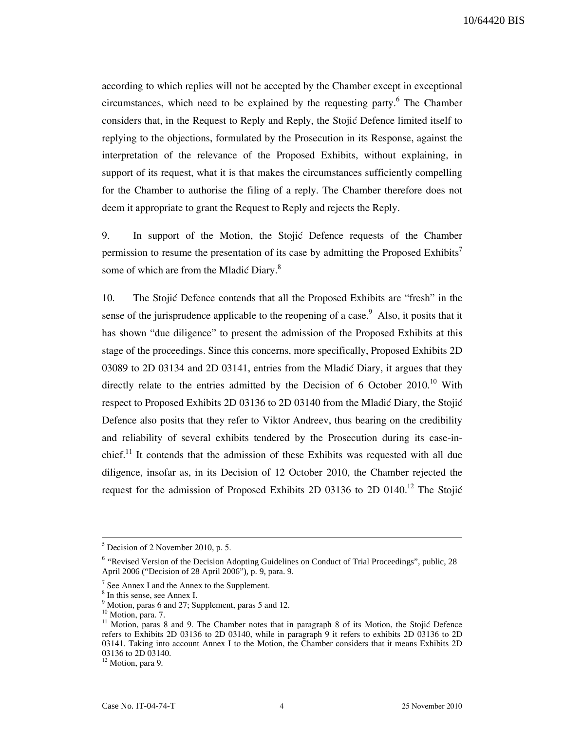according to which replies will not be accepted by the Chamber except in exceptional circumstances, which need to be explained by the requesting party.[6] The Chamber considers that, in the Request to Reply and Reply, the Stojić Defence limited itself to replying to the objections, formulated by the Prosecution in its Response, against the interpretation of the relevance of the Proposed Exhibits, without explaining, in support of its request, what it is that makes the circumstances sufficiently compelling for the Chamber to authorise the filing of a reply. The Chamber therefore does not deem it appropriate to grant the Request to Reply and rejects the Reply.

9. In support of the Motion, the Stojić Defence requests of the Chamber permission to resume the presentation of its case by admitting the Proposed Exhibits[7] some of which are from the Mladić Diary.[8]

10. The Stojić Defence contends that all the Proposed Exhibits are "fresh" in the sense of the jurisprudence applicable to the reopening of a case.[9] Also, it posits that it has shown "due diligence" to present the admission of the Proposed Exhibits at this stage of the proceedings. Since this concerns, more specifically, Proposed Exhibits 2D 03089 to 2D 03134 and 2D 03141, entries from the Mladić Diary, it argues that they directly relate to the entries admitted by the Decision of 6 October 2010.[10] With respect to Proposed Exhibits 2D 03136 to 2D 03140 from the Mladić Diary, the Stojić Defence also posits that they refer to Viktor Andreev, thus bearing on the credibility and reliability of several exhibits tendered by the Prosecution during its case-in-chief.[11] It contends that the admission of these Exhibits was requested with all due diligence, insofar as, in its Decision of 12 October 2010, the Chamber rejected the request for the admission of Proposed Exhibits 2D 03136 to 2D 0140.[12] The Stojić

---

[5] Decision of 2 November 2010, p. 5.

[6] "Revised Version of the Decision Adopting Guidelines on Conduct of Trial Proceedings", public, 28 April 2006 ("Decision of 28 April 2006"), p. 9, para. 9.

[7] See Annex I and the Annex to the Supplement.

[8] In this sense, see Annex I.

[9] Motion, paras 6 and 27; Supplement, paras 5 and 12.

[10] Motion, para. 7.

[11] Motion, paras 8 and 9. The Chamber notes that in paragraph 8 of its Motion, the Stojić Defence refers to Exhibits 2D 03136 to 2D 03140, while in paragraph 9 it refers to exhibits 2D 03136 to 2D 03141. Taking into account Annex I to the Motion, the Chamber considers that it means Exhibits 2D 03136 to 2D 03140.

[12] Motion, para 9.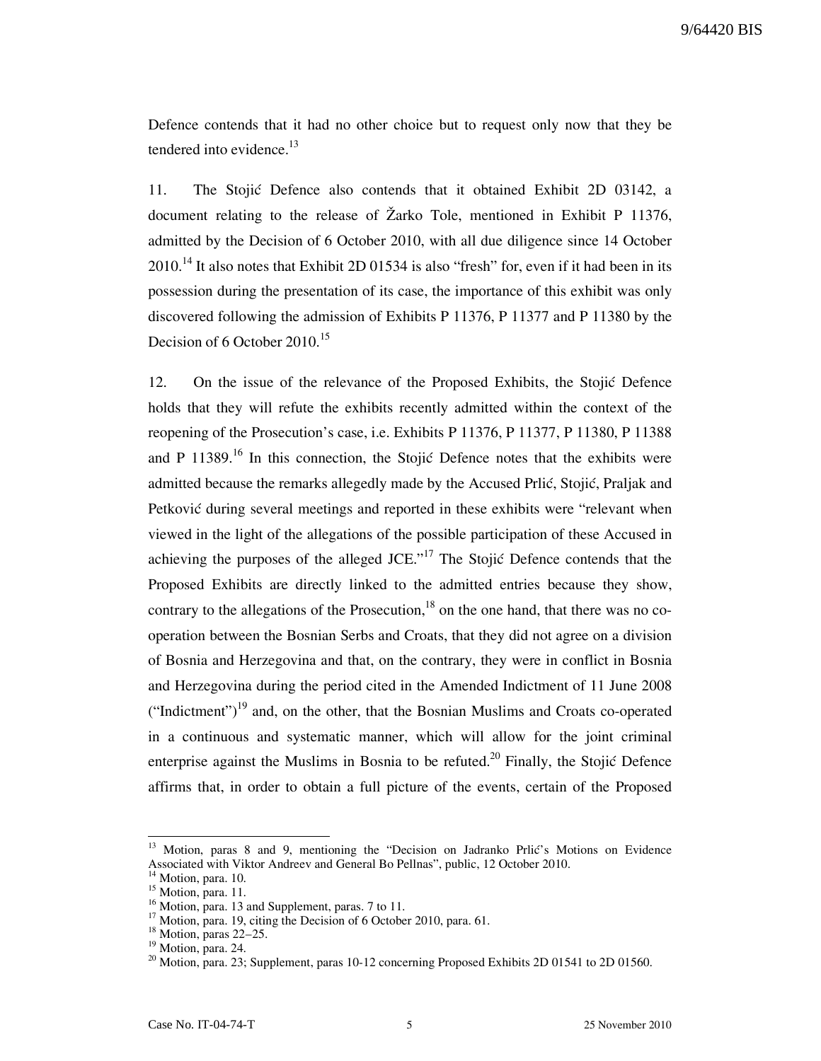Defence contends that it had no other choice but to request only now that they be tendered into evidence.[13]

11. The Stojić Defence also contends that it obtained Exhibit 2D 03142, a document relating to the release of Žarko Tole, mentioned in Exhibit P 11376, admitted by the Decision of 6 October 2010, with all due diligence since 14 October 2010.[14] It also notes that Exhibit 2D 01534 is also "fresh" for, even if it had been in its possession during the presentation of its case, the importance of this exhibit was only discovered following the admission of Exhibits P 11376, P 11377 and P 11380 by the Decision of 6 October 2010.[15]

12. On the issue of the relevance of the Proposed Exhibits, the Stojić Defence holds that they will refute the exhibits recently admitted within the context of the reopening of the Prosecution's case, i.e. Exhibits P 11376, P 11377, P 11380, P 11388 and P 11389.[16] In this connection, the Stojić Defence notes that the exhibits were admitted because the remarks allegedly made by the Accused Prlić, Stojić, Praljak and Petković during several meetings and reported in these exhibits were "relevant when viewed in the light of the allegations of the possible participation of these Accused in achieving the purposes of the alleged JCE."[17] The Stojić Defence contends that the Proposed Exhibits are directly linked to the admitted entries because they show, contrary to the allegations of the Prosecution,[18] on the one hand, that there was no co-operation between the Bosnian Serbs and Croats, that they did not agree on a division of Bosnia and Herzegovina and that, on the contrary, they were in conflict in Bosnia and Herzegovina during the period cited in the Amended Indictment of 11 June 2008 ("Indictment")[19] and, on the other, that the Bosnian Muslims and Croats co-operated in a continuous and systematic manner, which will allow for the joint criminal enterprise against the Muslims in Bosnia to be refuted.[20] Finally, the Stojić Defence affirms that, in order to obtain a full picture of the events, certain of the Proposed

---

[13] Motion, paras 8 and 9, mentioning the "Decision on Jadranko Prlić's Motions on Evidence Associated with Viktor Andreev and General Bo Pellnas", public, 12 October 2010.

[14] Motion, para. 10.

[15] Motion, para. 11.

[16] Motion, para. 13 and Supplement, paras. 7 to 11.

[17] Motion, para. 19, citing the Decision of 6 October 2010, para. 61.

[18] Motion, paras 22–25.

[19] Motion, para. 24.

[20] Motion, para. 23; Supplement, paras 10-12 concerning Proposed Exhibits 2D 01541 to 2D 01560.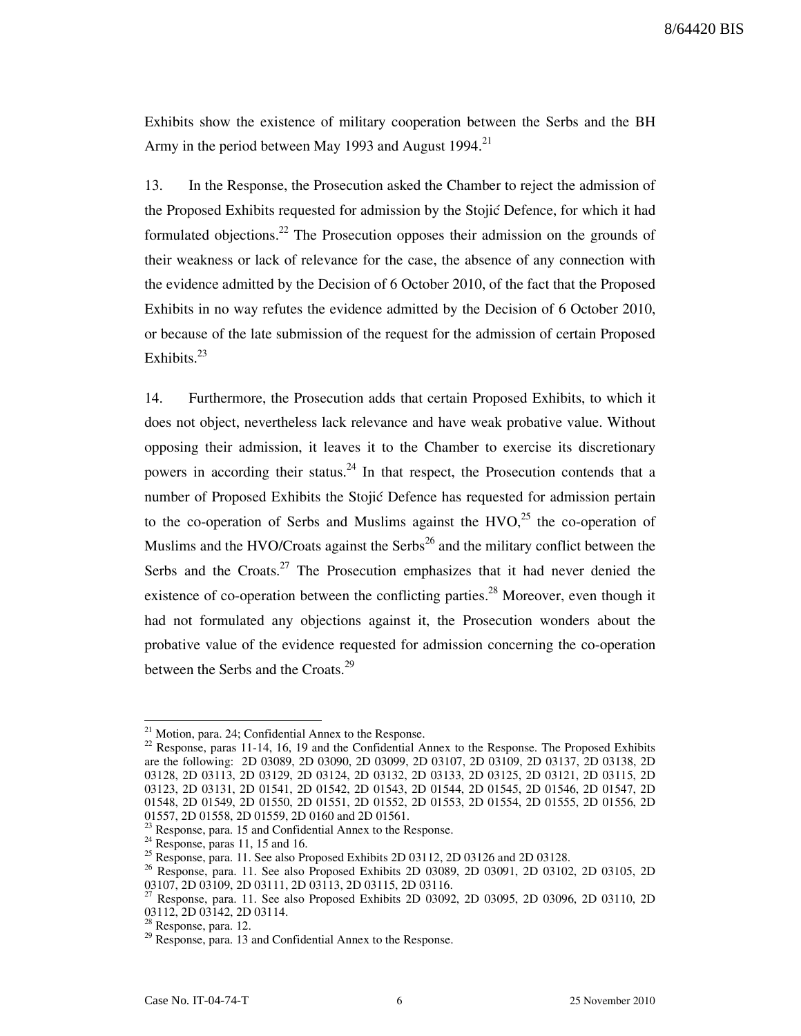Exhibits show the existence of military cooperation between the Serbs and the BH Army in the period between May 1993 and August 1994.[21]

13. In the Response, the Prosecution asked the Chamber to reject the admission of the Proposed Exhibits requested for admission by the Stojić Defence, for which it had formulated objections.[22] The Prosecution opposes their admission on the grounds of their weakness or lack of relevance for the case, the absence of any connection with the evidence admitted by the Decision of 6 October 2010, of the fact that the Proposed Exhibits in no way refutes the evidence admitted by the Decision of 6 October 2010, or because of the late submission of the request for the admission of certain Proposed Exhibits.[23]

14. Furthermore, the Prosecution adds that certain Proposed Exhibits, to which it does not object, nevertheless lack relevance and have weak probative value. Without opposing their admission, it leaves it to the Chamber to exercise its discretionary powers in according their status.[24] In that respect, the Prosecution contends that a number of Proposed Exhibits the Stojić Defence has requested for admission pertain to the co-operation of Serbs and Muslims against the HVO,[25] the co-operation of Muslims and the HVO/Croats against the Serbs[26] and the military conflict between the Serbs and the Croats.[27] The Prosecution emphasizes that it had never denied the existence of co-operation between the conflicting parties.[28] Moreover, even though it had not formulated any objections against it, the Prosecution wonders about the probative value of the evidence requested for admission concerning the co-operation between the Serbs and the Croats.[29]

---

[21] Motion, para. 24; Confidential Annex to the Response.

[22] Response, paras 11-14, 16, 19 and the Confidential Annex to the Response. The Proposed Exhibits are the following: 2D 03089, 2D 03090, 2D 03099, 2D 03107, 2D 03109, 2D 03137, 2D 03138, 2D 03128, 2D 03113, 2D 03129, 2D 03124, 2D 03132, 2D 03133, 2D 03125, 2D 03121, 2D 03115, 2D 03123, 2D 03131, 2D 01541, 2D 01542, 2D 01543, 2D 01544, 2D 01545, 2D 01546, 2D 01547, 2D 01548, 2D 01549, 2D 01550, 2D 01551, 2D 01552, 2D 01553, 2D 01554, 2D 01555, 2D 01556, 2D 01557, 2D 01558, 2D 01559, 2D 0160 and 2D 01561.

[23] Response, para. 15 and Confidential Annex to the Response.

[24] Response, paras 11, 15 and 16.

[25] Response, para. 11. See also Proposed Exhibits 2D 03112, 2D 03126 and 2D 03128.

[26] Response, para. 11. See also Proposed Exhibits 2D 03089, 2D 03091, 2D 03102, 2D 03105, 2D 03107, 2D 03109, 2D 03111, 2D 03113, 2D 03115, 2D 03116.

[27] Response, para. 11. See also Proposed Exhibits 2D 03092, 2D 03095, 2D 03096, 2D 03110, 2D 03112, 2D 03142, 2D 03114.

[28] Response, para. 12.

[29] Response, para. 13 and Confidential Annex to the Response.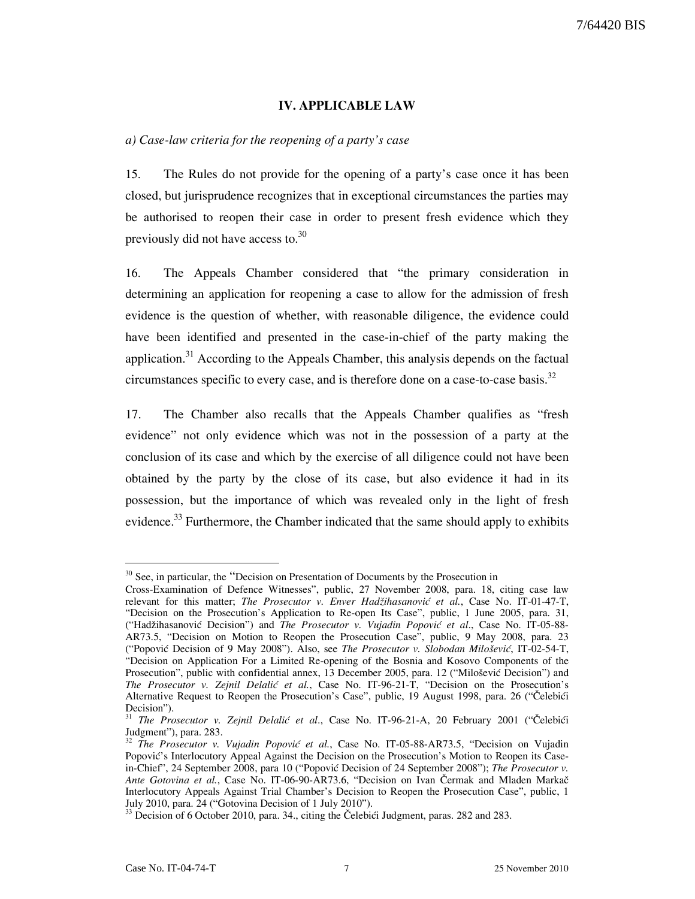## IV. APPLICABLE LAW

*a) Case-law criteria for the reopening of a party's case*

15. The Rules do not provide for the opening of a party's case once it has been closed, but jurisprudence recognizes that in exceptional circumstances the parties may be authorised to reopen their case in order to present fresh evidence which they previously did not have access to.[30]

16. The Appeals Chamber considered that "the primary consideration in determining an application for reopening a case to allow for the admission of fresh evidence is the question of whether, with reasonable diligence, the evidence could have been identified and presented in the case-in-chief of the party making the application.[31] According to the Appeals Chamber, this analysis depends on the factual circumstances specific to every case, and is therefore done on a case-to-case basis.[32]

17. The Chamber also recalls that the Appeals Chamber qualifies as "fresh evidence" not only evidence which was not in the possession of a party at the conclusion of its case and which by the exercise of all diligence could not have been obtained by the party by the close of its case, but also evidence it had in its possession, but the importance of which was revealed only in the light of fresh evidence.[33] Furthermore, the Chamber indicated that the same should apply to exhibits

---

[30] See, in particular, the "Decision on Presentation of Documents by the Prosecution in Cross-Examination of Defence Witnesses", public, 27 November 2008, para. 18, citing case law relevant for this matter; *The Prosecutor v. Enver Hadžihasanović et al.*, Case No. IT-01-47-T, "Decision on the Prosecution's Application to Re-open Its Case", public, 1 June 2005, para. 31, ("Hadžihasanović Decision") and *The Prosecutor v. Vujadin Popović et al.*, Case No. IT-05-88-AR73.5, "Decision on Motion to Reopen the Prosecution Case", public, 9 May 2008, para. 23 ("Popović Decision of 9 May 2008"). Also, see *The Prosecutor v. Slobodan Milošević*, IT-02-54-T, "Decision on Application For a Limited Re-opening of the Bosnia and Kosovo Components of the Prosecution", public with confidential annex, 13 December 2005, para. 12 ("Milošević Decision") and *The Prosecutor v. Zejnil Delalić et al.*, Case No. IT-96-21-T, "Decision on the Prosecution's Alternative Request to Reopen the Prosecution's Case", public, 19 August 1998, para. 26 ("Čelebići Decision").

[31] *The Prosecutor v. Zejnil Delalić et al.*, Case No. IT-96-21-A, 20 February 2001 ("Čelebići Judgment"), para. 283.

[32] *The Prosecutor v. Vujadin Popović et al.*, Case No. IT-05-88-AR73.5, "Decision on Vujadin Popović's Interlocutory Appeal Against the Decision on the Prosecution's Motion to Reopen its Case-in-Chief", 24 September 2008, para 10 ("Popović Decision of 24 September 2008"); *The Prosecutor v. Ante Gotovina et al.*, Case No. IT-06-90-AR73.6, "Decision on Ivan Čermak and Mladen Markač Interlocutory Appeals Against Trial Chamber's Decision to Reopen the Prosecution Case", public, 1 July 2010, para. 24 ("Gotovina Decision of 1 July 2010").

[33] Decision of 6 October 2010, para. 34., citing the Čelebići Judgment, paras. 282 and 283.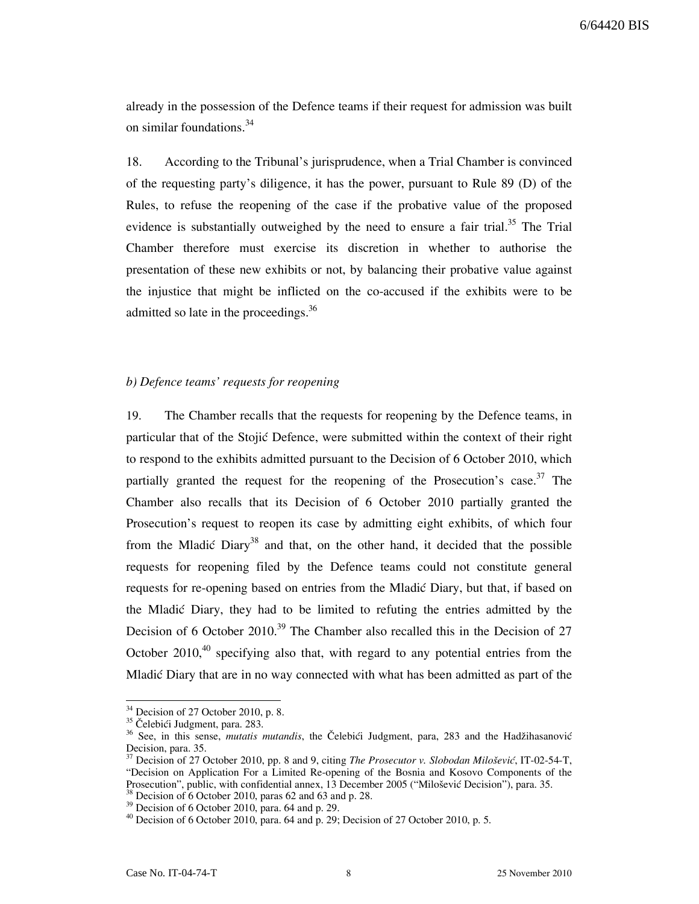already in the possession of the Defence teams if their request for admission was built on similar foundations.[34]

18. According to the Tribunal's jurisprudence, when a Trial Chamber is convinced of the requesting party's diligence, it has the power, pursuant to Rule 89 (D) of the Rules, to refuse the reopening of the case if the probative value of the proposed evidence is substantially outweighed by the need to ensure a fair trial.[35] The Trial Chamber therefore must exercise its discretion in whether to authorise the presentation of these new exhibits or not, by balancing their probative value against the injustice that might be inflicted on the co-accused if the exhibits were to be admitted so late in the proceedings.[36]

*b) Defence teams' requests for reopening*

19. The Chamber recalls that the requests for reopening by the Defence teams, in particular that of the Stojić Defence, were submitted within the context of their right to respond to the exhibits admitted pursuant to the Decision of 6 October 2010, which partially granted the request for the reopening of the Prosecution's case.[37] The Chamber also recalls that its Decision of 6 October 2010 partially granted the Prosecution's request to reopen its case by admitting eight exhibits, of which four from the Mladić Diary[38] and that, on the other hand, it decided that the possible requests for reopening filed by the Defence teams could not constitute general requests for re-opening based on entries from the Mladić Diary, but that, if based on the Mladić Diary, they had to be limited to refuting the entries admitted by the Decision of 6 October 2010.[39] The Chamber also recalled this in the Decision of 27 October 2010,[40] specifying also that, with regard to any potential entries from the Mladić Diary that are in no way connected with what has been admitted as part of the

---

[34] Decision of 27 October 2010, p. 8.

[35] Čelebići Judgment, para. 283.

[36] See, in this sense, *mutatis mutandis*, the Čelebići Judgment, para, 283 and the Hadžihasanović Decision, para. 35.

[37] Decision of 27 October 2010, pp. 8 and 9, citing *The Prosecutor v. Slobodan Milošević*, IT-02-54-T, "Decision on Application For a Limited Re-opening of the Bosnia and Kosovo Components of the Prosecution", public, with confidential annex, 13 December 2005 ("Milošević Decision"), para. 35.

[38] Decision of 6 October 2010, paras 62 and 63 and p. 28.

[39] Decision of 6 October 2010, para. 64 and p. 29.

[40] Decision of 6 October 2010, para. 64 and p. 29; Decision of 27 October 2010, p. 5.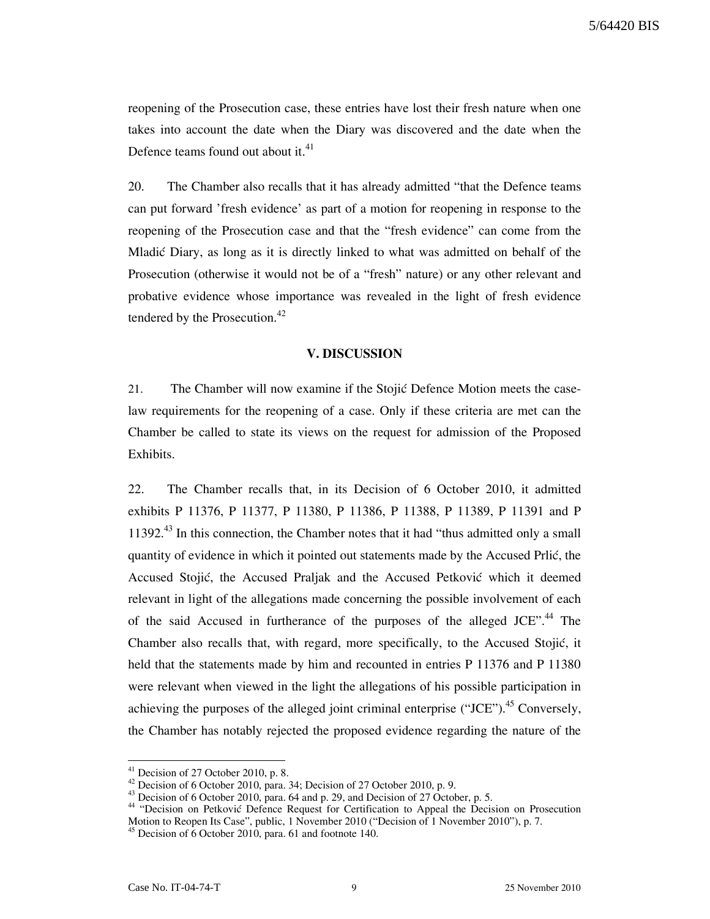reopening of the Prosecution case, these entries have lost their fresh nature when one takes into account the date when the Diary was discovered and the date when the Defence teams found out about it.[41]

20. The Chamber also recalls that it has already admitted "that the Defence teams can put forward 'fresh evidence' as part of a motion for reopening in response to the reopening of the Prosecution case and that the "fresh evidence" can come from the Mladić Diary, as long as it is directly linked to what was admitted on behalf of the Prosecution (otherwise it would not be of a "fresh" nature) or any other relevant and probative evidence whose importance was revealed in the light of fresh evidence tendered by the Prosecution.[42]

## V. DISCUSSION

21. The Chamber will now examine if the Stojić Defence Motion meets the case-law requirements for the reopening of a case. Only if these criteria are met can the Chamber be called to state its views on the request for admission of the Proposed Exhibits.

22. The Chamber recalls that, in its Decision of 6 October 2010, it admitted exhibits P 11376, P 11377, P 11380, P 11386, P 11388, P 11389, P 11391 and P 11392.[43] In this connection, the Chamber notes that it had "thus admitted only a small quantity of evidence in which it pointed out statements made by the Accused Prlić, the Accused Stojić, the Accused Praljak and the Accused Petković which it deemed relevant in light of the allegations made concerning the possible involvement of each of the said Accused in furtherance of the purposes of the alleged JCE".[44] The Chamber also recalls that, with regard, more specifically, to the Accused Stojić, it held that the statements made by him and recounted in entries P 11376 and P 11380 were relevant when viewed in the light the allegations of his possible participation in achieving the purposes of the alleged joint criminal enterprise ("JCE").[45] Conversely, the Chamber has notably rejected the proposed evidence regarding the nature of the

---

[41] Decision of 27 October 2010, p. 8.

[42] Decision of 6 October 2010, para. 34; Decision of 27 October 2010, p. 9.

[43] Decision of 6 October 2010, para. 64 and p. 29, and Decision of 27 October, p. 5.

[44] "Decision on Petković Defence Request for Certification to Appeal the Decision on Prosecution Motion to Reopen Its Case", public, 1 November 2010 ("Decision of 1 November 2010"), p. 7.

[45] Decision of 6 October 2010, para. 61 and footnote 140.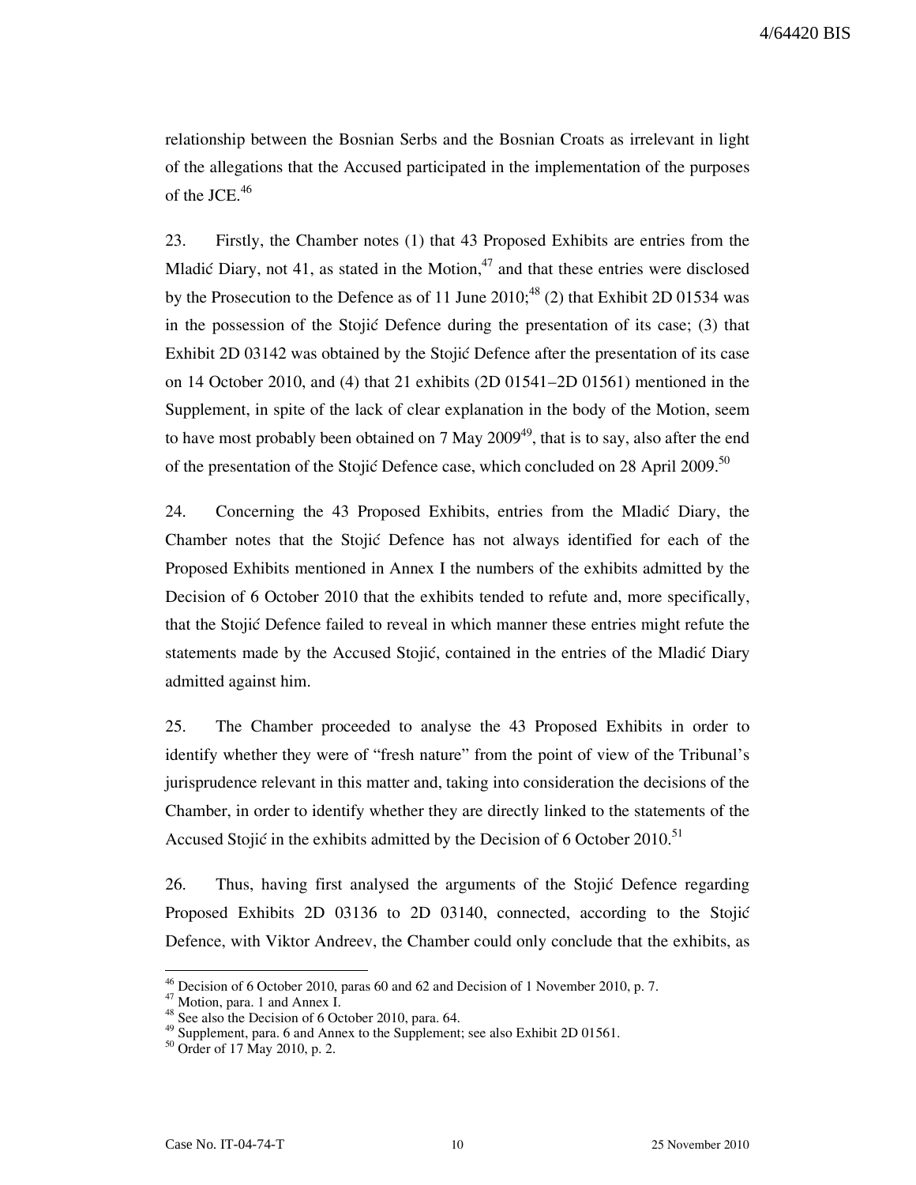relationship between the Bosnian Serbs and the Bosnian Croats as irrelevant in light of the allegations that the Accused participated in the implementation of the purposes of the JCE.[46]

23. Firstly, the Chamber notes (1) that 43 Proposed Exhibits are entries from the Mladić Diary, not 41, as stated in the Motion,[47] and that these entries were disclosed by the Prosecution to the Defence as of 11 June 2010;[48] (2) that Exhibit 2D 01534 was in the possession of the Stojić Defence during the presentation of its case; (3) that Exhibit 2D 03142 was obtained by the Stojić Defence after the presentation of its case on 14 October 2010, and (4) that 21 exhibits (2D 01541–2D 01561) mentioned in the Supplement, in spite of the lack of clear explanation in the body of the Motion, seem to have most probably been obtained on 7 May 2009[49], that is to say, also after the end of the presentation of the Stojić Defence case, which concluded on 28 April 2009.[50]

24. Concerning the 43 Proposed Exhibits, entries from the Mladić Diary, the Chamber notes that the Stojić Defence has not always identified for each of the Proposed Exhibits mentioned in Annex I the numbers of the exhibits admitted by the Decision of 6 October 2010 that the exhibits tended to refute and, more specifically, that the Stojić Defence failed to reveal in which manner these entries might refute the statements made by the Accused Stojić, contained in the entries of the Mladić Diary admitted against him.

25. The Chamber proceeded to analyse the 43 Proposed Exhibits in order to identify whether they were of "fresh nature" from the point of view of the Tribunal's jurisprudence relevant in this matter and, taking into consideration the decisions of the Chamber, in order to identify whether they are directly linked to the statements of the Accused Stojić in the exhibits admitted by the Decision of 6 October 2010.[51]

26. Thus, having first analysed the arguments of the Stojić Defence regarding Proposed Exhibits 2D 03136 to 2D 03140, connected, according to the Stojić Defence, with Viktor Andreev, the Chamber could only conclude that the exhibits, as

---

[46] Decision of 6 October 2010, paras 60 and 62 and Decision of 1 November 2010, p. 7.
[47] Motion, para. 1 and Annex I.
[48] See also the Decision of 6 October 2010, para. 64.
[49] Supplement, para. 6 and Annex to the Supplement; see also Exhibit 2D 01561.
[50] Order of 17 May 2010, p. 2.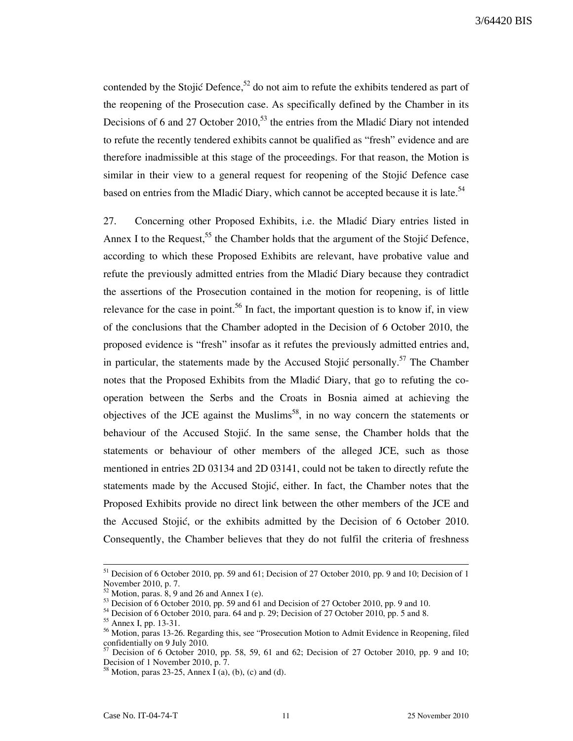contended by the Stojić Defence,[52] do not aim to refute the exhibits tendered as part of the reopening of the Prosecution case. As specifically defined by the Chamber in its Decisions of 6 and 27 October 2010,[53] the entries from the Mladić Diary not intended to refute the recently tendered exhibits cannot be qualified as "fresh" evidence and are therefore inadmissible at this stage of the proceedings. For that reason, the Motion is similar in their view to a general request for reopening of the Stojić Defence case based on entries from the Mladić Diary, which cannot be accepted because it is late.[54]

27. Concerning other Proposed Exhibits, i.e. the Mladić Diary entries listed in Annex I to the Request,[55] the Chamber holds that the argument of the Stojić Defence, according to which these Proposed Exhibits are relevant, have probative value and refute the previously admitted entries from the Mladić Diary because they contradict the assertions of the Prosecution contained in the motion for reopening, is of little relevance for the case in point.[56] In fact, the important question is to know if, in view of the conclusions that the Chamber adopted in the Decision of 6 October 2010, the proposed evidence is "fresh" insofar as it refutes the previously admitted entries and, in particular, the statements made by the Accused Stojić personally.[57] The Chamber notes that the Proposed Exhibits from the Mladić Diary, that go to refuting the co-operation between the Serbs and the Croats in Bosnia aimed at achieving the objectives of the JCE against the Muslims[58], in no way concern the statements or behaviour of the Accused Stojić. In the same sense, the Chamber holds that the statements or behaviour of other members of the alleged JCE, such as those mentioned in entries 2D 03134 and 2D 03141, could not be taken to directly refute the statements made by the Accused Stojić, either. In fact, the Chamber notes that the Proposed Exhibits provide no direct link between the other members of the JCE and the Accused Stojić, or the exhibits admitted by the Decision of 6 October 2010. Consequently, the Chamber believes that they do not fulfil the criteria of freshness

---

[51] Decision of 6 October 2010, pp. 59 and 61; Decision of 27 October 2010, pp. 9 and 10; Decision of 1 November 2010, p. 7.

[52] Motion, paras. 8, 9 and 26 and Annex I (e).

[53] Decision of 6 October 2010, pp. 59 and 61 and Decision of 27 October 2010, pp. 9 and 10.

[54] Decision of 6 October 2010, para. 64 and p. 29; Decision of 27 October 2010, pp. 5 and 8.

[55] Annex I, pp. 13-31.

[56] Motion, paras 13-26. Regarding this, see "Prosecution Motion to Admit Evidence in Reopening, filed confidentially on 9 July 2010.

[57] Decision of 6 October 2010, pp. 58, 59, 61 and 62; Decision of 27 October 2010, pp. 9 and 10; Decision of 1 November 2010, p. 7.

[58] Motion, paras 23-25, Annex I (a), (b), (c) and (d).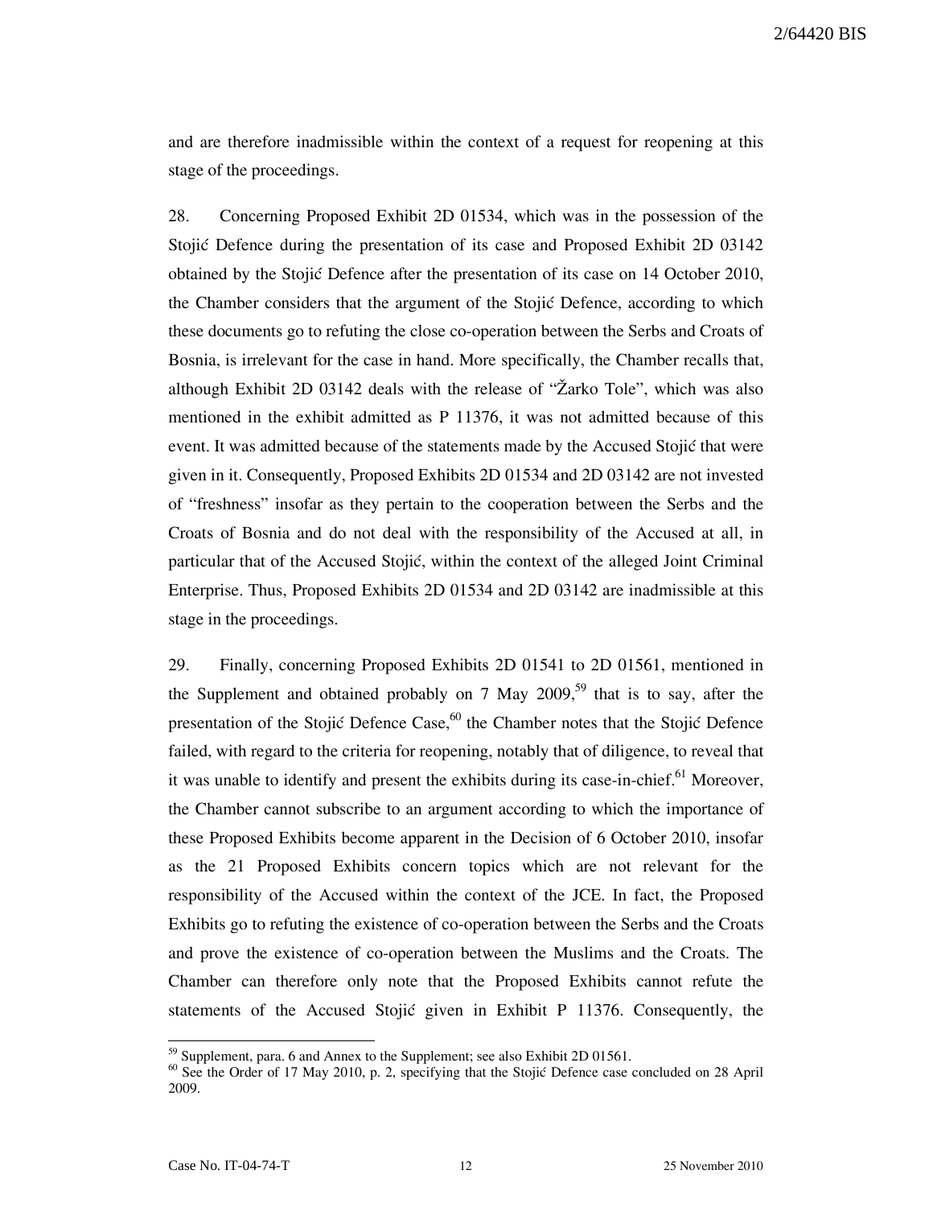and are therefore inadmissible within the context of a request for reopening at this stage of the proceedings.

28. Concerning Proposed Exhibit 2D 01534, which was in the possession of the Stojić Defence during the presentation of its case and Proposed Exhibit 2D 03142 obtained by the Stojić Defence after the presentation of its case on 14 October 2010, the Chamber considers that the argument of the Stojić Defence, according to which these documents go to refuting the close co-operation between the Serbs and Croats of Bosnia, is irrelevant for the case in hand. More specifically, the Chamber recalls that, although Exhibit 2D 03142 deals with the release of "Žarko Tole", which was also mentioned in the exhibit admitted as P 11376, it was not admitted because of this event. It was admitted because of the statements made by the Accused Stojić that were given in it. Consequently, Proposed Exhibits 2D 01534 and 2D 03142 are not invested of "freshness" insofar as they pertain to the cooperation between the Serbs and the Croats of Bosnia and do not deal with the responsibility of the Accused at all, in particular that of the Accused Stojić, within the context of the alleged Joint Criminal Enterprise. Thus, Proposed Exhibits 2D 01534 and 2D 03142 are inadmissible at this stage in the proceedings.

29. Finally, concerning Proposed Exhibits 2D 01541 to 2D 01561, mentioned in the Supplement and obtained probably on 7 May 2009,[59] that is to say, after the presentation of the Stojić Defence Case,[60] the Chamber notes that the Stojić Defence failed, with regard to the criteria for reopening, notably that of diligence, to reveal that it was unable to identify and present the exhibits during its case-in-chief.[61] Moreover, the Chamber cannot subscribe to an argument according to which the importance of these Proposed Exhibits become apparent in the Decision of 6 October 2010, insofar as the 21 Proposed Exhibits concern topics which are not relevant for the responsibility of the Accused within the context of the JCE. In fact, the Proposed Exhibits go to refuting the existence of co-operation between the Serbs and the Croats and prove the existence of co-operation between the Muslims and the Croats. The Chamber can therefore only note that the Proposed Exhibits cannot refute the statements of the Accused Stojić given in Exhibit P 11376. Consequently, the

---

[59] Supplement, para. 6 and Annex to the Supplement; see also Exhibit 2D 01561.

[60] See the Order of 17 May 2010, p. 2, specifying that the Stojić Defence case concluded on 28 April 2009.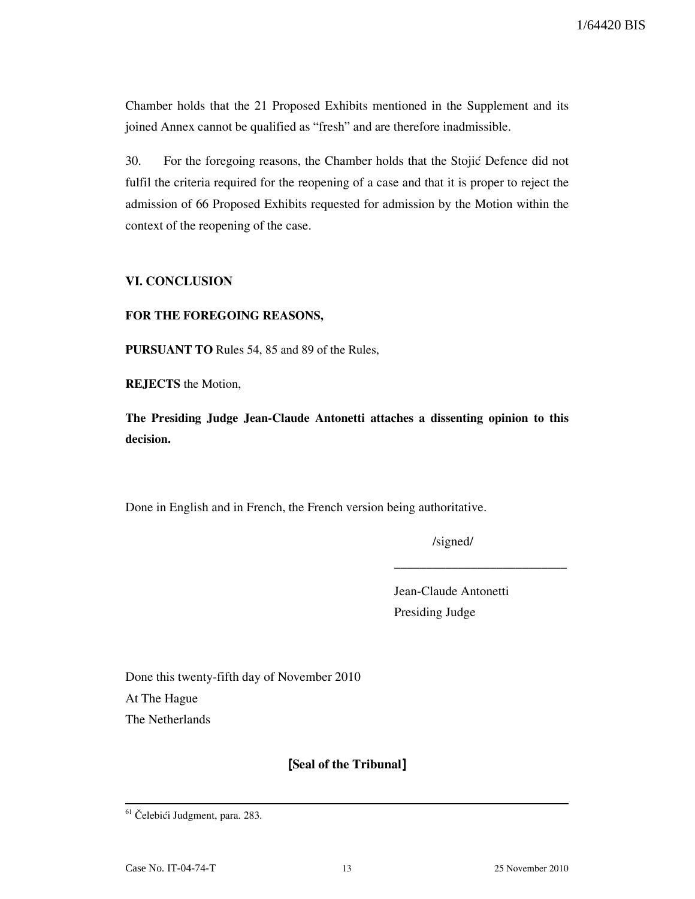Chamber holds that the 21 Proposed Exhibits mentioned in the Supplement and its joined Annex cannot be qualified as "fresh" and are therefore inadmissible.

30. For the foregoing reasons, the Chamber holds that the Stojić Defence did not fulfil the criteria required for the reopening of a case and that it is proper to reject the admission of 66 Proposed Exhibits requested for admission by the Motion within the context of the reopening of the case.

## VI. CONCLUSION

**FOR THE FOREGOING REASONS,**

**PURSUANT TO** Rules 54, 85 and 89 of the Rules,

**REJECTS** the Motion,

**The Presiding Judge Jean-Claude Antonetti attaches a dissenting opinion to this decision.**

Done in English and in French, the French version being authoritative.

/signed/

\_\_\_\_\_\_\_\_\_\_\_\_\_\_\_\_\_\_\_\_\_\_\_\_\_\_\_\_

Jean-Claude Antonetti
Presiding Judge

Done this twenty-fifth day of November 2010
At The Hague
The Netherlands

**[Seal of the Tribunal]**

---

[61] Čelebići Judgment, para. 283.